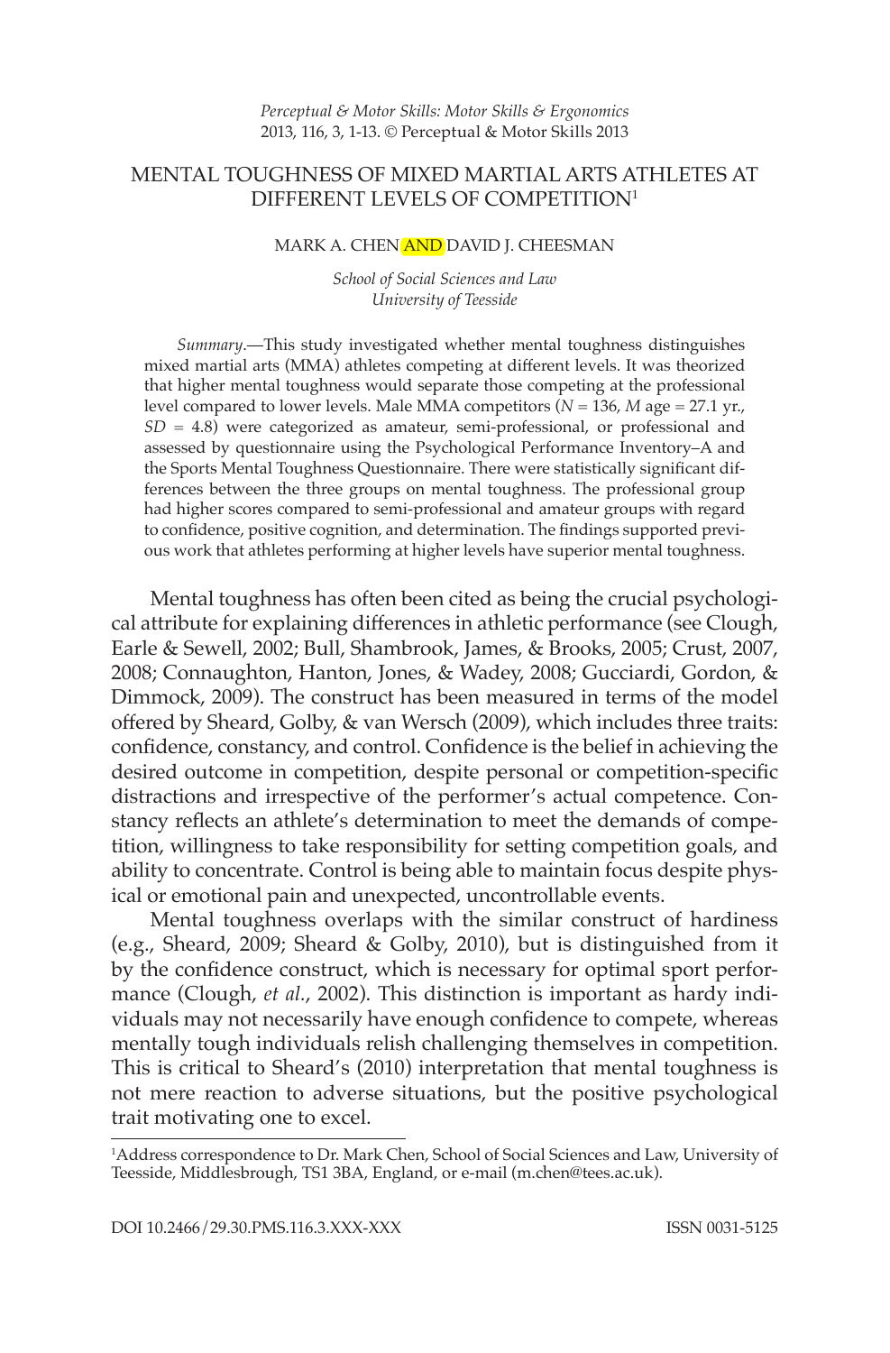*Perceptual & Motor Skills: Motor Skills & Ergonomics*
2013, 116, 3, 1-13. © Perceptual & Motor Skills 2013

# MENTAL TOUGHNESS OF MIXED MARTIAL ARTS ATHLETES AT DIFFERENT LEVELS OF COMPETITION[1]

MARK A. CHEN AND DAVID J. CHEESMAN

*School of Social Sciences and Law*
*University of Teesside*

*Summary*.—This study investigated whether mental toughness distinguishes mixed martial arts (MMA) athletes competing at different levels. It was theorized that higher mental toughness would separate those competing at the professional level compared to lower levels. Male MMA competitors ($N$ = 136, $M$ age = 27.1 yr., $SD$ = 4.8) were categorized as amateur, semi-professional, or professional and assessed by questionnaire using the Psychological Performance Inventory–A and the Sports Mental Toughness Questionnaire. There were statistically significant differences between the three groups on mental toughness. The professional group had higher scores compared to semi-professional and amateur groups with regard to confidence, positive cognition, and determination. The findings supported previous work that athletes performing at higher levels have superior mental toughness.

Mental toughness has often been cited as being the crucial psychological attribute for explaining differences in athletic performance (see Clough, Earle & Sewell, 2002; Bull, Shambrook, James, & Brooks, 2005; Crust, 2007, 2008; Connaughton, Hanton, Jones, & Wadey, 2008; Gucciardi, Gordon, & Dimmock, 2009). The construct has been measured in terms of the model offered by Sheard, Golby, & van Wersch (2009), which includes three traits: confidence, constancy, and control. Confidence is the belief in achieving the desired outcome in competition, despite personal or competition-specific distractions and irrespective of the performer's actual competence. Constancy reflects an athlete's determination to meet the demands of competition, willingness to take responsibility for setting competition goals, and ability to concentrate. Control is being able to maintain focus despite physical or emotional pain and unexpected, uncontrollable events.

Mental toughness overlaps with the similar construct of hardiness (e.g., Sheard, 2009; Sheard & Golby, 2010), but is distinguished from it by the confidence construct, which is necessary for optimal sport performance (Clough, *et al.*, 2002). This distinction is important as hardy individuals may not necessarily have enough confidence to compete, whereas mentally tough individuals relish challenging themselves in competition. This is critical to Sheard's (2010) interpretation that mental toughness is not mere reaction to adverse situations, but the positive psychological trait motivating one to excel.

[1]Address correspondence to Dr. Mark Chen, School of Social Sciences and Law, University of Teesside, Middlesbrough, TS1 3BA, England, or e-mail (m.chen@tees.ac.uk).

DOI 10.2466/29.30.PMS.116.3.XXX-XXX ISSN 0031-5125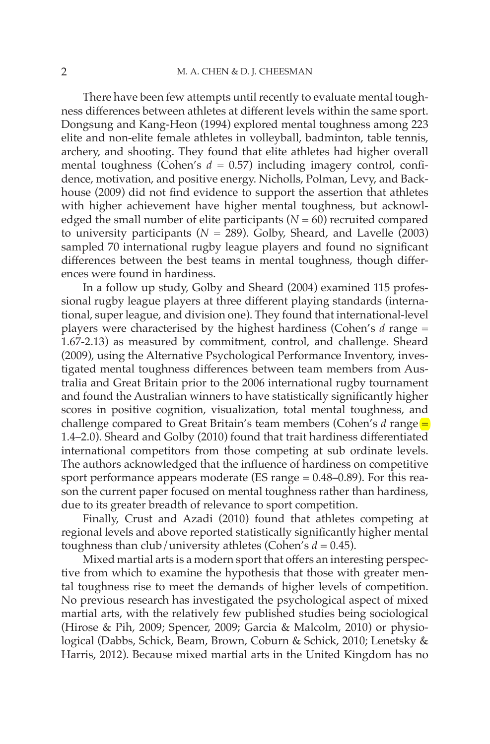There have been few attempts until recently to evaluate mental toughness differences between athletes at different levels within the same sport. Dongsung and Kang-Heon (1994) explored mental toughness among 223 elite and non-elite female athletes in volleyball, badminton, table tennis, archery, and shooting. They found that elite athletes had higher overall mental toughness (Cohen's $d = 0.57$) including imagery control, confidence, motivation, and positive energy. Nicholls, Polman, Levy, and Backhouse (2009) did not find evidence to support the assertion that athletes with higher achievement have higher mental toughness, but acknowledged the small number of elite participants ($N = 60$) recruited compared to university participants ($N = 289$). Golby, Sheard, and Lavelle (2003) sampled 70 international rugby league players and found no significant differences between the best teams in mental toughness, though differences were found in hardiness.

In a follow up study, Golby and Sheard (2004) examined 115 professional rugby league players at three different playing standards (international, super league, and division one). They found that international-level players were characterised by the highest hardiness (Cohen's $d$ range = 1.67-2.13) as measured by commitment, control, and challenge. Sheard (2009), using the Alternative Psychological Performance Inventory, investigated mental toughness differences between team members from Australia and Great Britain prior to the 2006 international rugby tournament and found the Australian winners to have statistically significantly higher scores in positive cognition, visualization, total mental toughness, and challenge compared to Great Britain's team members (Cohen's $d$ range = 1.4–2.0). Sheard and Golby (2010) found that trait hardiness differentiated international competitors from those competing at sub ordinate levels. The authors acknowledged that the influence of hardiness on competitive sport performance appears moderate (ES range = 0.48–0.89). For this reason the current paper focused on mental toughness rather than hardiness, due to its greater breadth of relevance to sport competition.

Finally, Crust and Azadi (2010) found that athletes competing at regional levels and above reported statistically significantly higher mental toughness than club/university athletes (Cohen's $d = 0.45$).

Mixed martial arts is a modern sport that offers an interesting perspective from which to examine the hypothesis that those with greater mental toughness rise to meet the demands of higher levels of competition. No previous research has investigated the psychological aspect of mixed martial arts, with the relatively few published studies being sociological (Hirose & Pih, 2009; Spencer, 2009; Garcia & Malcolm, 2010) or physiological (Dabbs, Schick, Beam, Brown, Coburn & Schick, 2010; Lenetsky & Harris, 2012). Because mixed martial arts in the United Kingdom has no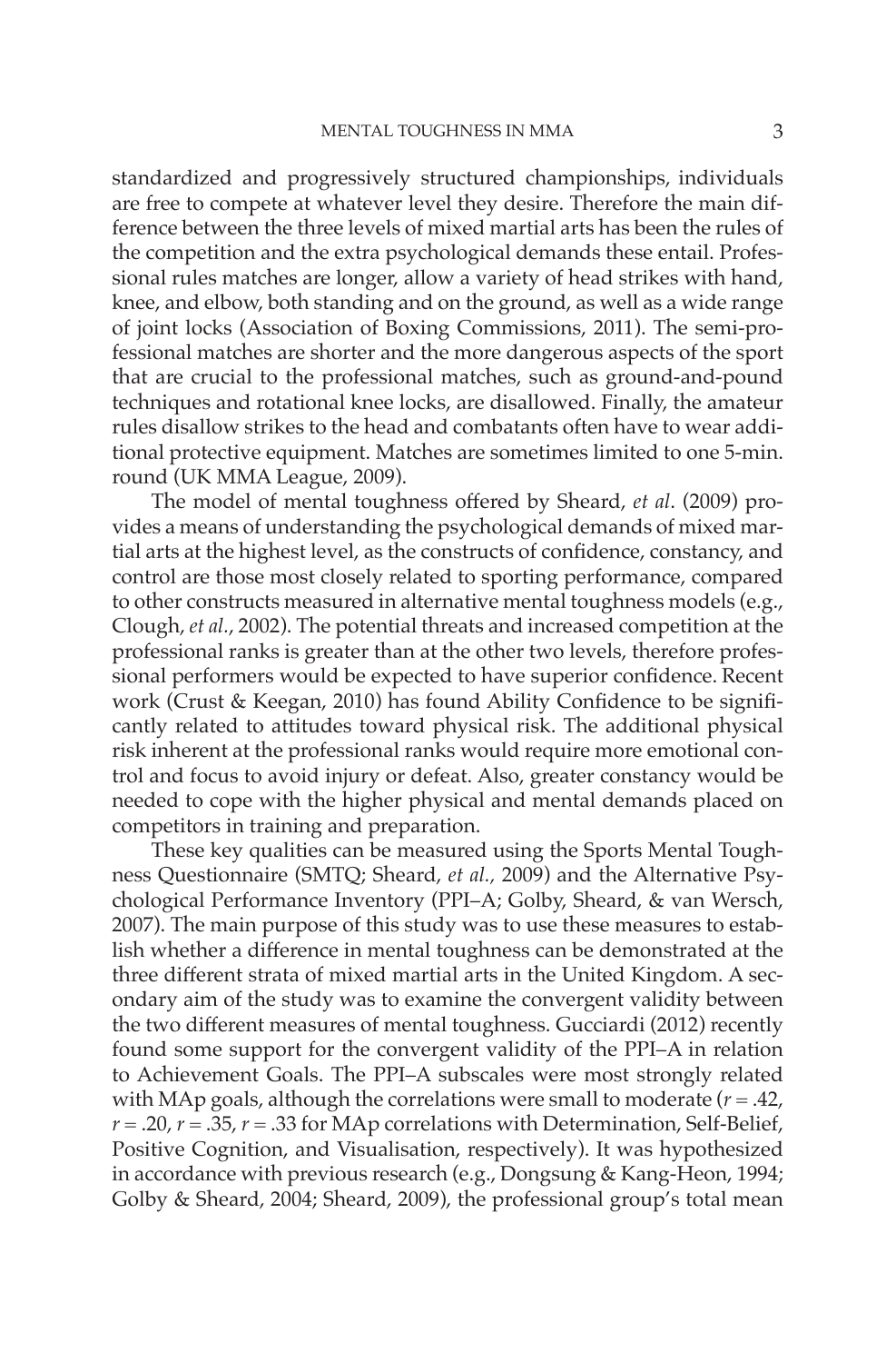standardized and progressively structured championships, individuals are free to compete at whatever level they desire. Therefore the main difference between the three levels of mixed martial arts has been the rules of the competition and the extra psychological demands these entail. Professional rules matches are longer, allow a variety of head strikes with hand, knee, and elbow, both standing and on the ground, as well as a wide range of joint locks (Association of Boxing Commissions, 2011). The semi-professional matches are shorter and the more dangerous aspects of the sport that are crucial to the professional matches, such as ground-and-pound techniques and rotational knee locks, are disallowed. Finally, the amateur rules disallow strikes to the head and combatants often have to wear additional protective equipment. Matches are sometimes limited to one 5-min. round (UK MMA League, 2009).

The model of mental toughness offered by Sheard, *et al*. (2009) provides a means of understanding the psychological demands of mixed martial arts at the highest level, as the constructs of confidence, constancy, and control are those most closely related to sporting performance, compared to other constructs measured in alternative mental toughness models (e.g., Clough, *et al.*, 2002). The potential threats and increased competition at the professional ranks is greater than at the other two levels, therefore professional performers would be expected to have superior confidence. Recent work (Crust & Keegan, 2010) has found Ability Confidence to be significantly related to attitudes toward physical risk. The additional physical risk inherent at the professional ranks would require more emotional control and focus to avoid injury or defeat. Also, greater constancy would be needed to cope with the higher physical and mental demands placed on competitors in training and preparation.

These key qualities can be measured using the Sports Mental Toughness Questionnaire (SMTQ; Sheard, *et al.*, 2009) and the Alternative Psychological Performance Inventory (PPI–A; Golby, Sheard, & van Wersch, 2007). The main purpose of this study was to use these measures to establish whether a difference in mental toughness can be demonstrated at the three different strata of mixed martial arts in the United Kingdom. A secondary aim of the study was to examine the convergent validity between the two different measures of mental toughness. Gucciardi (2012) recently found some support for the convergent validity of the PPI–A in relation to Achievement Goals. The PPI–A subscales were most strongly related with MAp goals, although the correlations were small to moderate ($r = .42$, $r = .20$, $r = .35$, $r = .33$ for MAp correlations with Determination, Self-Belief, Positive Cognition, and Visualisation, respectively). It was hypothesized in accordance with previous research (e.g., Dongsung & Kang-Heon, 1994; Golby & Sheard, 2004; Sheard, 2009), the professional group's total mean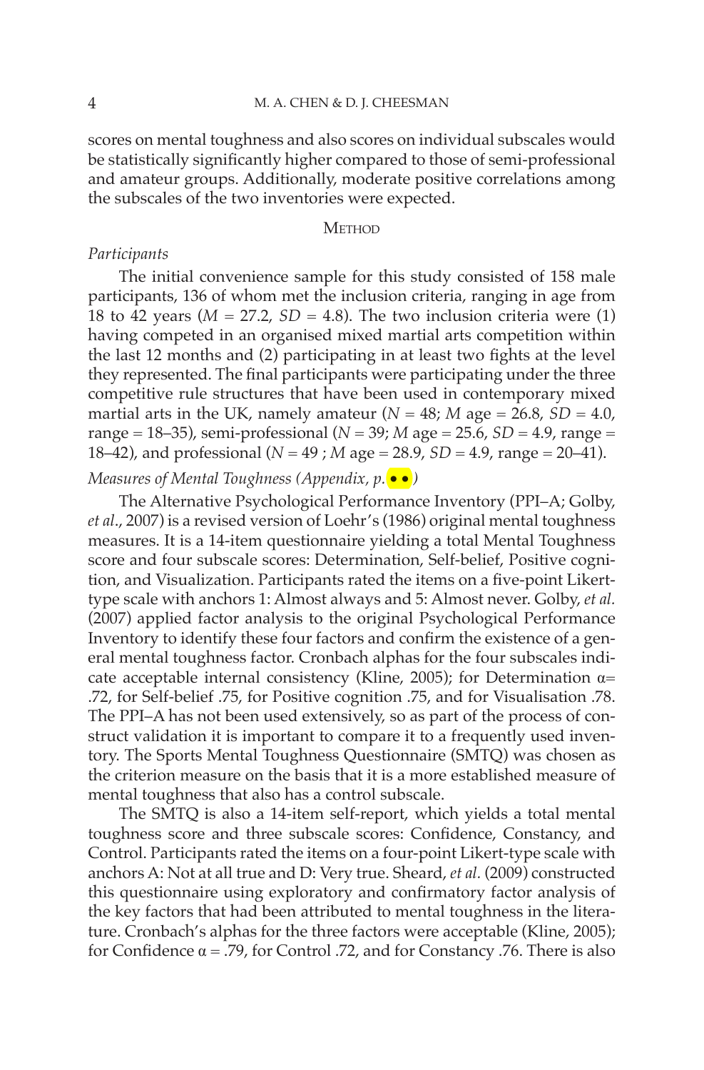scores on mental toughness and also scores on individual subscales would be statistically significantly higher compared to those of semi-professional and amateur groups. Additionally, moderate positive correlations among the subscales of the two inventories were expected.

## Method

### *Participants*

The initial convenience sample for this study consisted of 158 male participants, 136 of whom met the inclusion criteria, ranging in age from 18 to 42 years ($M$ = 27.2, $SD$ = 4.8). The two inclusion criteria were (1) having competed in an organised mixed martial arts competition within the last 12 months and (2) participating in at least two fights at the level they represented. The final participants were participating under the three competitive rule structures that have been used in contemporary mixed martial arts in the UK, namely amateur ($N$ = 48; $M$ age = 26.8, $SD$ = 4.0, range = 18–35), semi-professional ($N$ = 39; $M$ age = 25.6, $SD$ = 4.9, range = 18–42), and professional ($N$ = 49 ; $M$ age = 28.9, $SD$ = 4.9, range = 20–41).

### *Measures of Mental Toughness (Appendix, p. ••)*

The Alternative Psychological Performance Inventory (PPI–A; Golby, *et al.*, 2007) is a revised version of Loehr's (1986) original mental toughness measures. It is a 14-item questionnaire yielding a total Mental Toughness score and four subscale scores: Determination, Self-belief, Positive cognition, and Visualization. Participants rated the items on a five-point Likert-type scale with anchors 1: Almost always and 5: Almost never. Golby, *et al.* (2007) applied factor analysis to the original Psychological Performance Inventory to identify these four factors and confirm the existence of a general mental toughness factor. Cronbach alphas for the four subscales indicate acceptable internal consistency (Kline, 2005); for Determination $\alpha$= .72, for Self-belief .75, for Positive cognition .75, and for Visualisation .78. The PPI–A has not been used extensively, so as part of the process of construct validation it is important to compare it to a frequently used inventory. The Sports Mental Toughness Questionnaire (SMTQ) was chosen as the criterion measure on the basis that it is a more established measure of mental toughness that also has a control subscale.

The SMTQ is also a 14-item self-report, which yields a total mental toughness score and three subscale scores: Confidence, Constancy, and Control. Participants rated the items on a four-point Likert-type scale with anchors A: Not at all true and D: Very true. Sheard, *et al.* (2009) constructed this questionnaire using exploratory and confirmatory factor analysis of the key factors that had been attributed to mental toughness in the literature. Cronbach's alphas for the three factors were acceptable (Kline, 2005); for Confidence $\alpha$ = .79, for Control .72, and for Constancy .76. There is also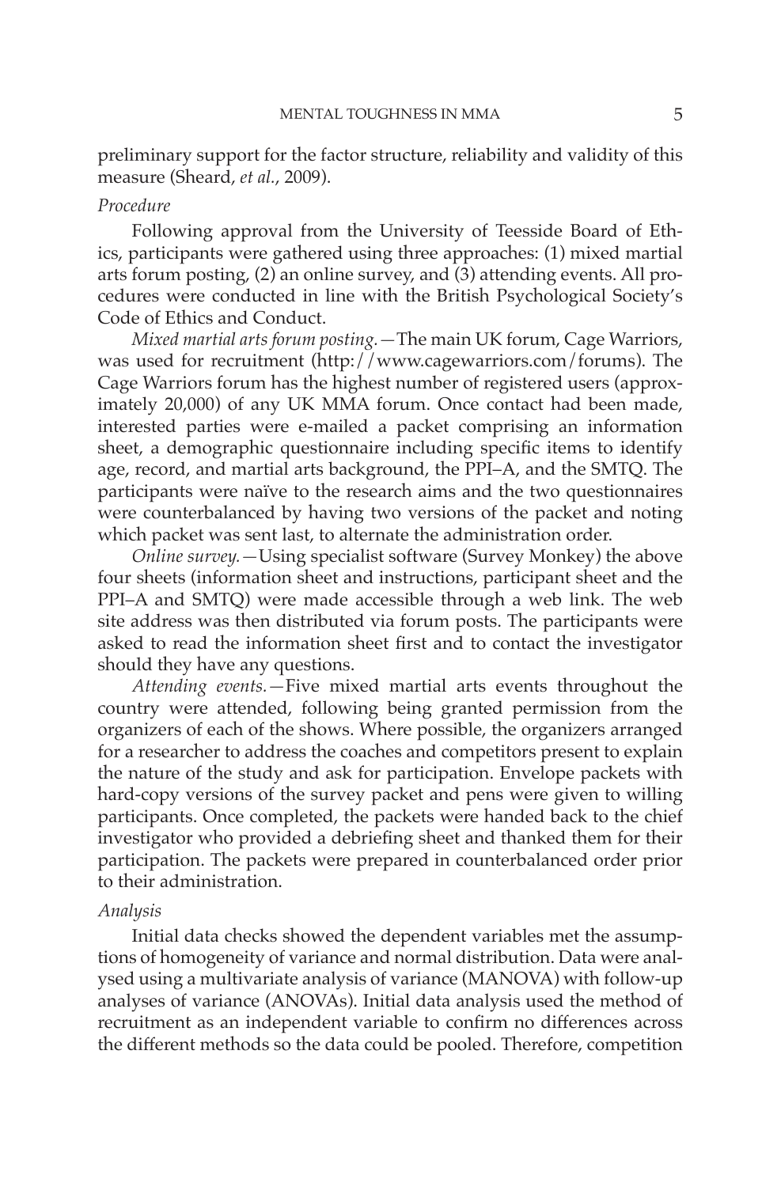preliminary support for the factor structure, reliability and validity of this measure (Sheard, *et al.*, 2009).

*Procedure*

Following approval from the University of Teesside Board of Ethics, participants were gathered using three approaches: (1) mixed martial arts forum posting, (2) an online survey, and (3) attending events. All procedures were conducted in line with the British Psychological Society's Code of Ethics and Conduct.

*Mixed martial arts forum posting.*—The main UK forum, Cage Warriors, was used for recruitment (http://www.cagewarriors.com/forums). The Cage Warriors forum has the highest number of registered users (approximately 20,000) of any UK MMA forum. Once contact had been made, interested parties were e-mailed a packet comprising an information sheet, a demographic questionnaire including specific items to identify age, record, and martial arts background, the PPI–A, and the SMTQ. The participants were naïve to the research aims and the two questionnaires were counterbalanced by having two versions of the packet and noting which packet was sent last, to alternate the administration order.

*Online survey.*—Using specialist software (Survey Monkey) the above four sheets (information sheet and instructions, participant sheet and the PPI–A and SMTQ) were made accessible through a web link. The web site address was then distributed via forum posts. The participants were asked to read the information sheet first and to contact the investigator should they have any questions.

*Attending events.*—Five mixed martial arts events throughout the country were attended, following being granted permission from the organizers of each of the shows. Where possible, the organizers arranged for a researcher to address the coaches and competitors present to explain the nature of the study and ask for participation. Envelope packets with hard-copy versions of the survey packet and pens were given to willing participants. Once completed, the packets were handed back to the chief investigator who provided a debriefing sheet and thanked them for their participation. The packets were prepared in counterbalanced order prior to their administration.

*Analysis*

Initial data checks showed the dependent variables met the assumptions of homogeneity of variance and normal distribution. Data were analysed using a multivariate analysis of variance (MANOVA) with follow-up analyses of variance (ANOVAs). Initial data analysis used the method of recruitment as an independent variable to confirm no differences across the different methods so the data could be pooled. Therefore, competition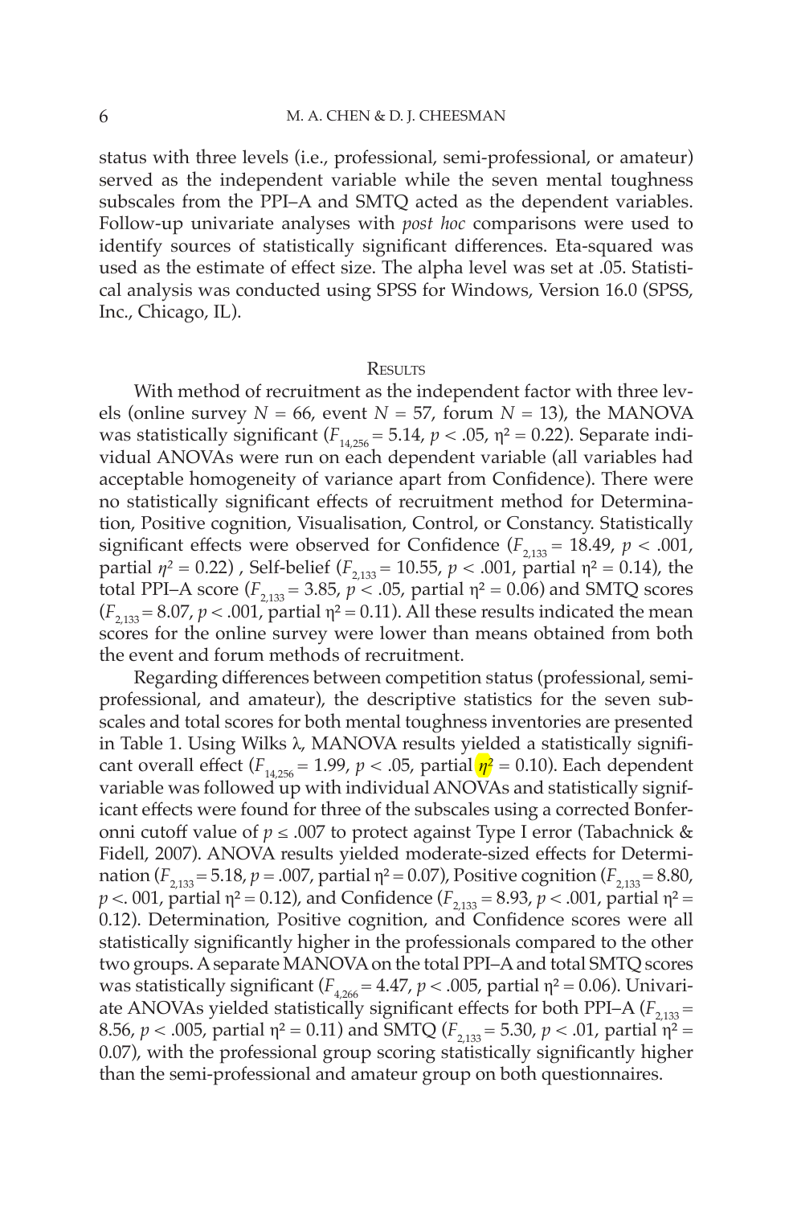status with three levels (i.e., professional, semi-professional, or amateur) served as the independent variable while the seven mental toughness subscales from the PPI–A and SMTQ acted as the dependent variables. Follow-up univariate analyses with *post hoc* comparisons were used to identify sources of statistically significant differences. Eta-squared was used as the estimate of effect size. The alpha level was set at .05. Statistical analysis was conducted using SPSS for Windows, Version 16.0 (SPSS, Inc., Chicago, IL).

## Results

With method of recruitment as the independent factor with three levels (online survey $N$ = 66, event $N$ = 57, forum $N$ = 13), the MANOVA was statistically significant ($F_{14,256}$ = 5.14, $p$ < .05, $\eta^2$ = 0.22). Separate individual ANOVAs were run on each dependent variable (all variables had acceptable homogeneity of variance apart from Confidence). There were no statistically significant effects of recruitment method for Determination, Positive cognition, Visualisation, Control, or Constancy. Statistically significant effects were observed for Confidence ($F_{2,133}$ = 18.49, $p$ < .001, partial $\eta^2$ = 0.22) , Self-belief ($F_{2,133}$ = 10.55, $p$ < .001, partial $\eta^2$ = 0.14), the total PPI–A score ($F_{2,133}$ = 3.85, $p$ < .05, partial $\eta^2$ = 0.06) and SMTQ scores ($F_{2,133}$ = 8.07, $p$ < .001, partial $\eta^2$ = 0.11). All these results indicated the mean scores for the online survey were lower than means obtained from both the event and forum methods of recruitment.

Regarding differences between competition status (professional, semi-professional, and amateur), the descriptive statistics for the seven subscales and total scores for both mental toughness inventories are presented in Table 1. Using Wilks λ, MANOVA results yielded a statistically significant overall effect ($F_{14,256}$ = 1.99, $p$ < .05, partial $\eta^2$ = 0.10). Each dependent variable was followed up with individual ANOVAs and statistically significant effects were found for three of the subscales using a corrected Bonferonni cutoff value of $p \le .007$ to protect against Type I error (Tabachnick & Fidell, 2007). ANOVA results yielded moderate-sized effects for Determination ($F_{2,133}$ = 5.18, $p$ = .007, partial $\eta^2$ = 0.07), Positive cognition ($F_{2,133}$ = 8.80, $p$ <. 001, partial $\eta^2$ = 0.12), and Confidence ($F_{2,133}$ = 8.93, $p$ < .001, partial $\eta^2$ = 0.12). Determination, Positive cognition, and Confidence scores were all statistically significantly higher in the professionals compared to the other two groups. A separate MANOVA on the total PPI–A and total SMTQ scores was statistically significant ($F_{4,266}$ = 4.47, $p$ < .005, partial $\eta^2$ = 0.06). Univariate ANOVAs yielded statistically significant effects for both PPI–A ($F_{2,133}$ = 8.56, $p$ < .005, partial $\eta^2$ = 0.11) and SMTQ ($F_{2,133}$ = 5.30, $p$ < .01, partial $\eta^2$ = 0.07), with the professional group scoring statistically significantly higher than the semi-professional and amateur group on both questionnaires.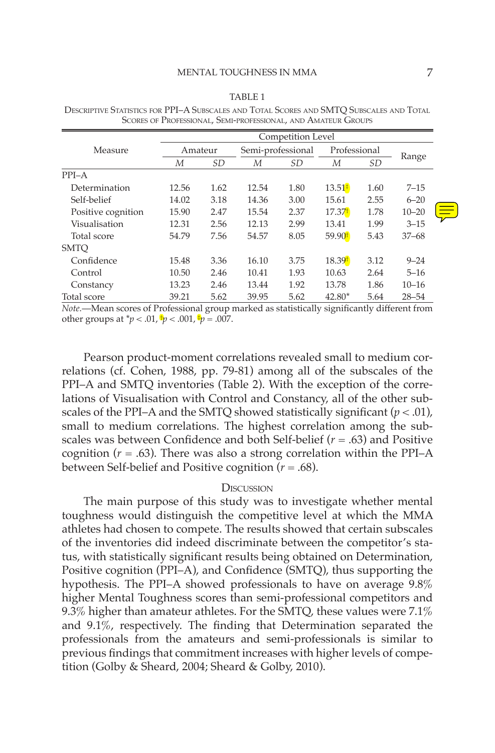TABLE 1

Descriptive Statistics for PPI–A Subscales and Total Scores and SMTQ Subscales and Total Scores of Professional, Semi-professional, and Amateur Groups

| Measure | Competition Level | | | | | | Range |
|---|---|---|---|---|---|---|---|
| | Amateur | | Semi-professional | | Professional | | |
| | *M* | *SD* | *M* | *SD* | *M* | *SD* | |
| PPI–A | | | | | | | |
| Determination | 12.56 | 1.62 | 12.54 | 1.80 | 13.51‡ | 1.60 | 7–15 |
| Self-belief | 14.02 | 3.18 | 14.36 | 3.00 | 15.61 | 2.55 | 6–20 |
| Positive cognition | 15.90 | 2.47 | 15.54 | 2.37 | 17.37† | 1.78 | 10–20 |
| Visualisation | 12.31 | 2.56 | 12.13 | 2.99 | 13.41 | 1.99 | 3–15 |
| Total score | 54.79 | 7.56 | 54.57 | 8.05 | 59.90† | 5.43 | 37–68 |
| SMTQ | | | | | | | |
| Confidence | 15.48 | 3.36 | 16.10 | 3.75 | 18.39† | 3.12 | 9–24 |
| Control | 10.50 | 2.46 | 10.41 | 1.93 | 10.63 | 2.64 | 5–16 |
| Constancy | 13.23 | 2.46 | 13.44 | 1.92 | 13.78 | 1.86 | 10–16 |
| Total score | 39.21 | 5.62 | 39.95 | 5.62 | 42.80* | 5.64 | 28–54 |

*Note.*—Mean scores of Professional group marked as statistically significantly different from other groups at *$p < .01$, †$p < .001$, ‡$p = .007$.

Pearson product-moment correlations revealed small to medium correlations (cf. Cohen, 1988, pp. 79-81) among all of the subscales of the PPI–A and SMTQ inventories (Table 2). With the exception of the correlations of Visualisation with Control and Constancy, all of the other subscales of the PPI–A and the SMTQ showed statistically significant ($p < .01$), small to medium correlations. The highest correlation among the subscales was between Confidence and both Self-belief ($r = .63$) and Positive cognition ($r = .63$). There was also a strong correlation within the PPI–A between Self-belief and Positive cognition ($r = .68$).

## Discussion

The main purpose of this study was to investigate whether mental toughness would distinguish the competitive level at which the MMA athletes had chosen to compete. The results showed that certain subscales of the inventories did indeed discriminate between the competitor's status, with statistically significant results being obtained on Determination, Positive cognition (PPI–A), and Confidence (SMTQ), thus supporting the hypothesis. The PPI–A showed professionals to have on average 9.8% higher Mental Toughness scores than semi-professional competitors and 9.3% higher than amateur athletes. For the SMTQ, these values were 7.1% and 9.1%, respectively. The finding that Determination separated the professionals from the amateurs and semi-professionals is similar to previous findings that commitment increases with higher levels of competition (Golby & Sheard, 2004; Sheard & Golby, 2010).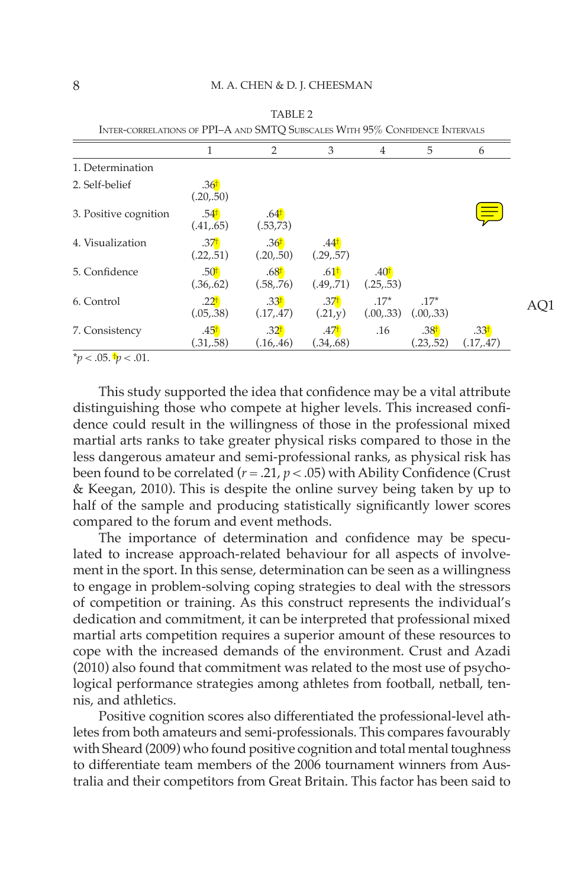TABLE 2

Inter-correlations of PPI–A and SMTQ Subscales With 95% Confidence Intervals

| | 1 | 2 | 3 | 4 | 5 | 6 |
|---|---|---|---|---|---|---|
| 1. Determination | | | | | | |
| 2. Self-belief | .36† (.20,.50) | | | | | |
| 3. Positive cognition | .54† (.41,.65) | .64† (.53,73) | | | | |
| 4. Visualization | .37† (.22,.51) | .36† (.20,.50) | .44† (.29,.57) | | | |
| 5. Confidence | .50† (.36,.62) | .68† (.58,.76) | .61† (.49,.71) | .40† (.25,.53) | | |
| 6. Control | .22† (.05,.38) | .33† (.17,.47) | .37† (.21,y) | .17* (.00,.33) | .17* (.00,.33) | |
| 7. Consistency | .45† (.31,.58) | .32† (.16,.46) | .47† (.34,.68) | .16 | .38† (.23,.52) | .33† (.17,.47) |

*$p < .05$. †$p < .01$.

This study supported the idea that confidence may be a vital attribute distinguishing those who compete at higher levels. This increased confidence could result in the willingness of those in the professional mixed martial arts ranks to take greater physical risks compared to those in the less dangerous amateur and semi-professional ranks, as physical risk has been found to be correlated ($r = .21$, $p < .05$) with Ability Confidence (Crust & Keegan, 2010). This is despite the online survey being taken by up to half of the sample and producing statistically significantly lower scores compared to the forum and event methods.

The importance of determination and confidence may be speculated to increase approach-related behaviour for all aspects of involvement in the sport. In this sense, determination can be seen as a willingness to engage in problem-solving coping strategies to deal with the stressors of competition or training. As this construct represents the individual's dedication and commitment, it can be interpreted that professional mixed martial arts competition requires a superior amount of these resources to cope with the increased demands of the environment. Crust and Azadi (2010) also found that commitment was related to the most use of psychological performance strategies among athletes from football, netball, tennis, and athletics.

Positive cognition scores also differentiated the professional-level athletes from both amateurs and semi-professionals. This compares favourably with Sheard (2009) who found positive cognition and total mental toughness to differentiate team members of the 2006 tournament winners from Australia and their competitors from Great Britain. This factor has been said to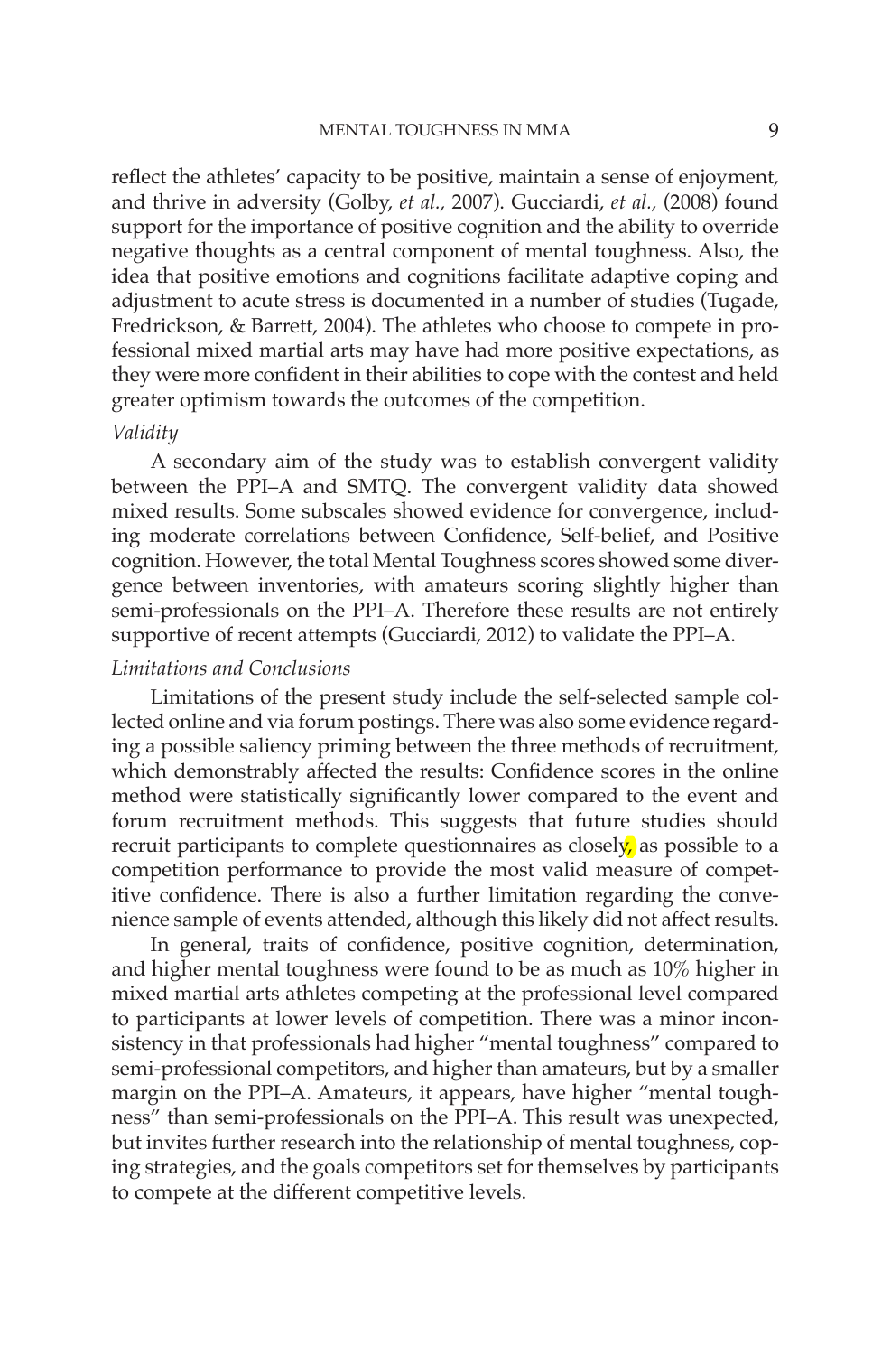reflect the athletes' capacity to be positive, maintain a sense of enjoyment, and thrive in adversity (Golby, *et al.*, 2007). Gucciardi, *et al.*, (2008) found support for the importance of positive cognition and the ability to override negative thoughts as a central component of mental toughness. Also, the idea that positive emotions and cognitions facilitate adaptive coping and adjustment to acute stress is documented in a number of studies (Tugade, Fredrickson, & Barrett, 2004). The athletes who choose to compete in professional mixed martial arts may have had more positive expectations, as they were more confident in their abilities to cope with the contest and held greater optimism towards the outcomes of the competition.

*Validity*

A secondary aim of the study was to establish convergent validity between the PPI–A and SMTQ. The convergent validity data showed mixed results. Some subscales showed evidence for convergence, including moderate correlations between Confidence, Self-belief, and Positive cognition. However, the total Mental Toughness scores showed some divergence between inventories, with amateurs scoring slightly higher than semi-professionals on the PPI–A. Therefore these results are not entirely supportive of recent attempts (Gucciardi, 2012) to validate the PPI–A.

*Limitations and Conclusions*

Limitations of the present study include the self-selected sample collected online and via forum postings. There was also some evidence regarding a possible saliency priming between the three methods of recruitment, which demonstrably affected the results: Confidence scores in the online method were statistically significantly lower compared to the event and forum recruitment methods. This suggests that future studies should recruit participants to complete questionnaires as closely, as possible to a competition performance to provide the most valid measure of competitive confidence. There is also a further limitation regarding the convenience sample of events attended, although this likely did not affect results.

In general, traits of confidence, positive cognition, determination, and higher mental toughness were found to be as much as 10% higher in mixed martial arts athletes competing at the professional level compared to participants at lower levels of competition. There was a minor inconsistency in that professionals had higher "mental toughness" compared to semi-professional competitors, and higher than amateurs, but by a smaller margin on the PPI–A. Amateurs, it appears, have higher "mental toughness" than semi-professionals on the PPI–A. This result was unexpected, but invites further research into the relationship of mental toughness, coping strategies, and the goals competitors set for themselves by participants to compete at the different competitive levels.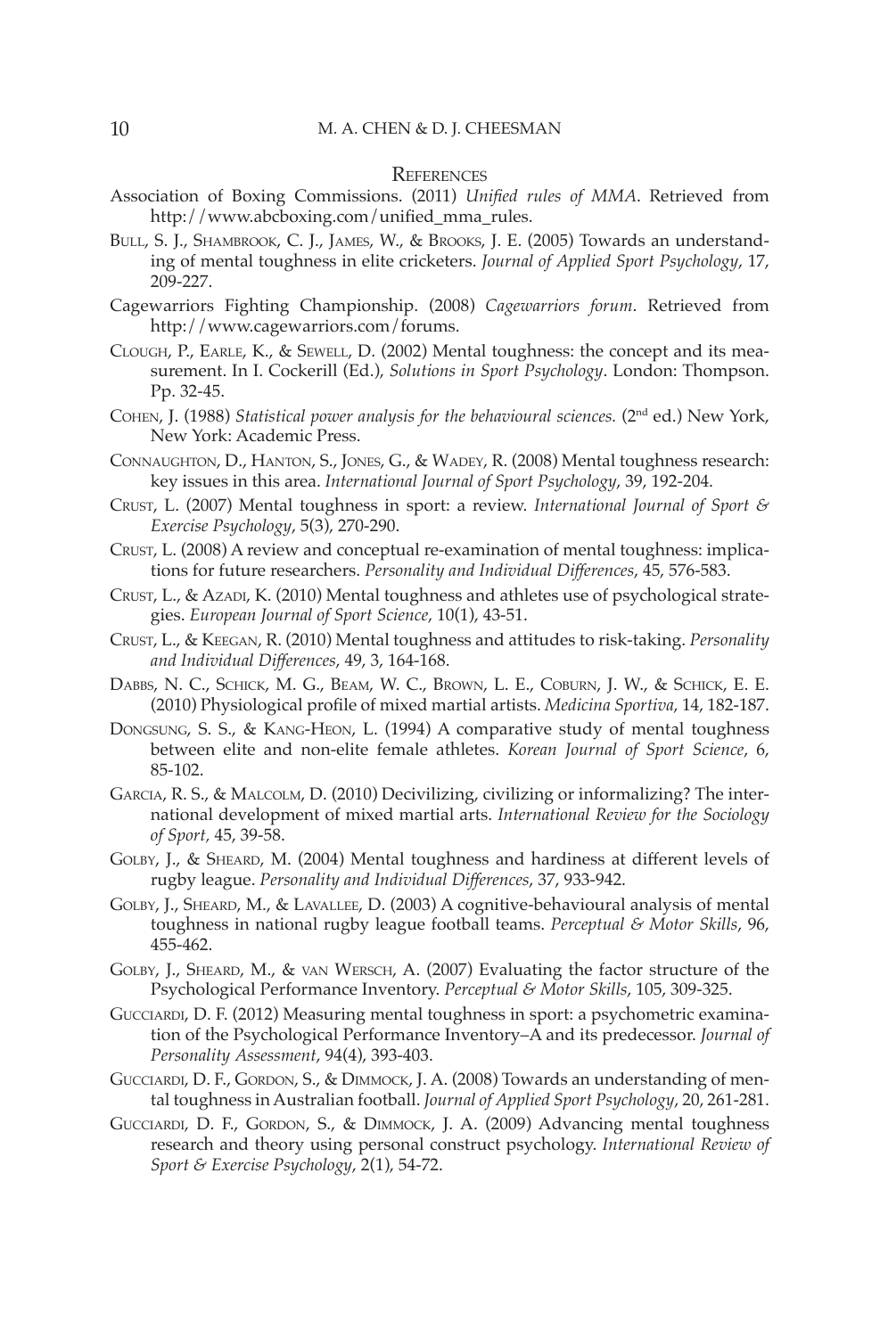## References

Association of Boxing Commissions. (2011) *Unified rules of MMA*. Retrieved from http://www.abcboxing.com/unified_mma_rules.

Bull, S. J., Shambrook, C. J., James, W., & Brooks, J. E. (2005) Towards an understanding of mental toughness in elite cricketers. *Journal of Applied Sport Psychology*, 17, 209-227.

Cagewarriors Fighting Championship. (2008) *Cagewarriors forum*. Retrieved from http://www.cagewarriors.com/forums.

Clough, P., Earle, K., & Sewell, D. (2002) Mental toughness: the concept and its measurement. In I. Cockerill (Ed.), *Solutions in Sport Psychology*. London: Thompson. Pp. 32-45.

Cohen, J. (1988) *Statistical power analysis for the behavioural sciences.* (2nd ed.) New York, New York: Academic Press.

Connaughton, D., Hanton, S., Jones, G., & Wadey, R. (2008) Mental toughness research: key issues in this area. *International Journal of Sport Psychology*, 39, 192-204.

Crust, L. (2007) Mental toughness in sport: a review. *International Journal of Sport & Exercise Psychology*, 5(3), 270-290.

Crust, L. (2008) A review and conceptual re-examination of mental toughness: implications for future researchers. *Personality and Individual Differences*, 45, 576-583.

Crust, L., & Azadi, K. (2010) Mental toughness and athletes use of psychological strategies. *European Journal of Sport Science*, 10(1), 43-51.

Crust, L., & Keegan, R. (2010) Mental toughness and attitudes to risk-taking. *Personality and Individual Differences*, 49, 3, 164-168.

Dabbs, N. C., Schick, M. G., Beam, W. C., Brown, L. E., Coburn, J. W., & Schick, E. E. (2010) Physiological profile of mixed martial artists. *Medicina Sportiva*, 14, 182-187.

Dongsung, S. S., & Kang-Heon, L. (1994) A comparative study of mental toughness between elite and non-elite female athletes. *Korean Journal of Sport Science*, 6, 85-102.

Garcia, R. S., & Malcolm, D. (2010) Decivilizing, civilizing or informalizing? The international development of mixed martial arts. *International Review for the Sociology of Sport,* 45, 39-58.

Golby, J., & Sheard, M. (2004) Mental toughness and hardiness at different levels of rugby league. *Personality and Individual Differences,* 37, 933-942.

Golby, J., Sheard, M., & Lavallee, D. (2003) A cognitive-behavioural analysis of mental toughness in national rugby league football teams. *Perceptual & Motor Skills*, 96, 455-462.

Golby, J., Sheard, M., & van Wersch, A. (2007) Evaluating the factor structure of the Psychological Performance Inventory. *Perceptual & Motor Skills*, 105, 309-325.

Gucciardi, D. F. (2012) Measuring mental toughness in sport: a psychometric examination of the Psychological Performance Inventory–A and its predecessor. *Journal of Personality Assessment*, 94(4), 393-403.

Gucciardi, D. F., Gordon, S., & Dimmock, J. A. (2008) Towards an understanding of mental toughness in Australian football. *Journal of Applied Sport Psychology*, 20, 261-281.

Gucciardi, D. F., Gordon, S., & Dimmock, J. A. (2009) Advancing mental toughness research and theory using personal construct psychology. *International Review of Sport & Exercise Psychology*, 2(1), 54-72.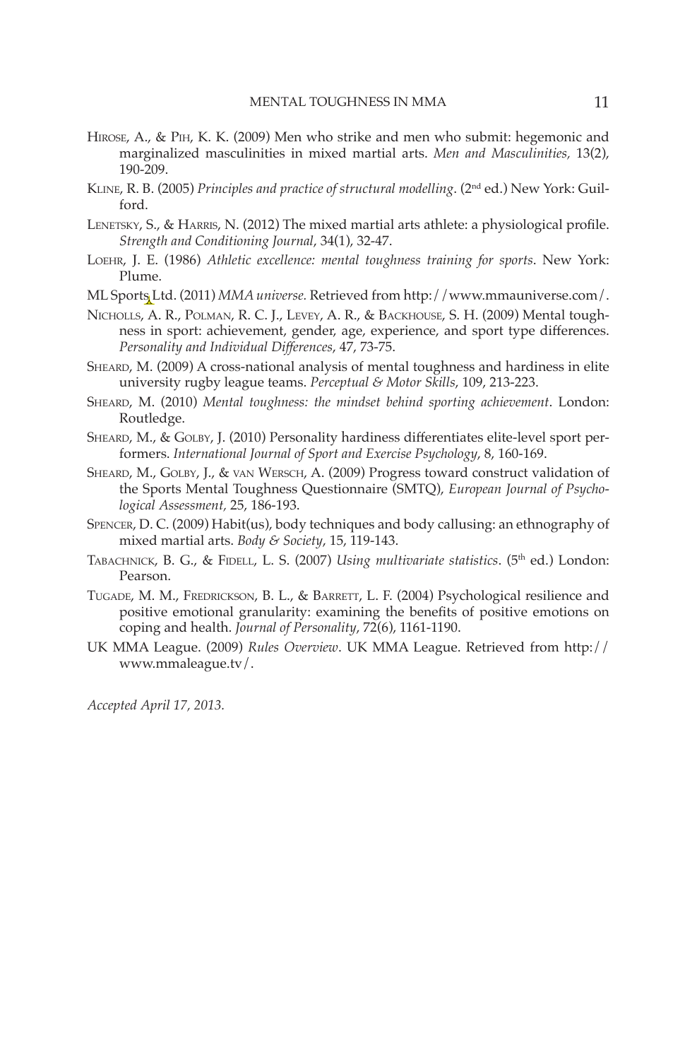Hirose, A., & Pih, K. K. (2009) Men who strike and men who submit: hegemonic and marginalized masculinities in mixed martial arts. *Men and Masculinities,* 13(2), 190-209.

Kline, R. B. (2005) *Principles and practice of structural modelling*. (2nd ed.) New York: Guilford.

Lenetsky, S., & Harris, N. (2012) The mixed martial arts athlete: a physiological profile. *Strength and Conditioning Journal*, 34(1), 32-47.

Loehr, J. E. (1986) *Athletic excellence: mental toughness training for sports*. New York: Plume.

ML Sports Ltd. (2011) *MMA universe.* Retrieved from http://www.mmauniverse.com/.

Nicholls, A. R., Polman, R. C. J., Levey, A. R., & Backhouse, S. H. (2009) Mental toughness in sport: achievement, gender, age, experience, and sport type differences. *Personality and Individual Differences*, 47, 73-75.

Sheard, M. (2009) A cross-national analysis of mental toughness and hardiness in elite university rugby league teams. *Perceptual & Motor Skills*, 109, 213-223.

Sheard, M. (2010) *Mental toughness: the mindset behind sporting achievement*. London: Routledge.

Sheard, M., & Golby, J. (2010) Personality hardiness differentiates elite-level sport performers. *International Journal of Sport and Exercise Psychology*, 8, 160-169.

Sheard, M., Golby, J., & van Wersch, A. (2009) Progress toward construct validation of the Sports Mental Toughness Questionnaire (SMTQ), *European Journal of Psychological Assessment,* 25, 186-193.

Spencer, D. C. (2009) Habit(us), body techniques and body callusing: an ethnography of mixed martial arts. *Body & Society*, 15, 119-143.

Tabachnick, B. G., & Fidell, L. S. (2007) *Using multivariate statistics*. (5th ed.) London: Pearson.

Tugade, M. M., Fredrickson, B. L., & Barrett, L. F. (2004) Psychological resilience and positive emotional granularity: examining the benefits of positive emotions on coping and health. *Journal of Personality*, 72(6), 1161-1190.

UK MMA League. (2009) *Rules Overview*. UK MMA League. Retrieved from http://www.mmaleague.tv/.

*Accepted April 17, 2013.*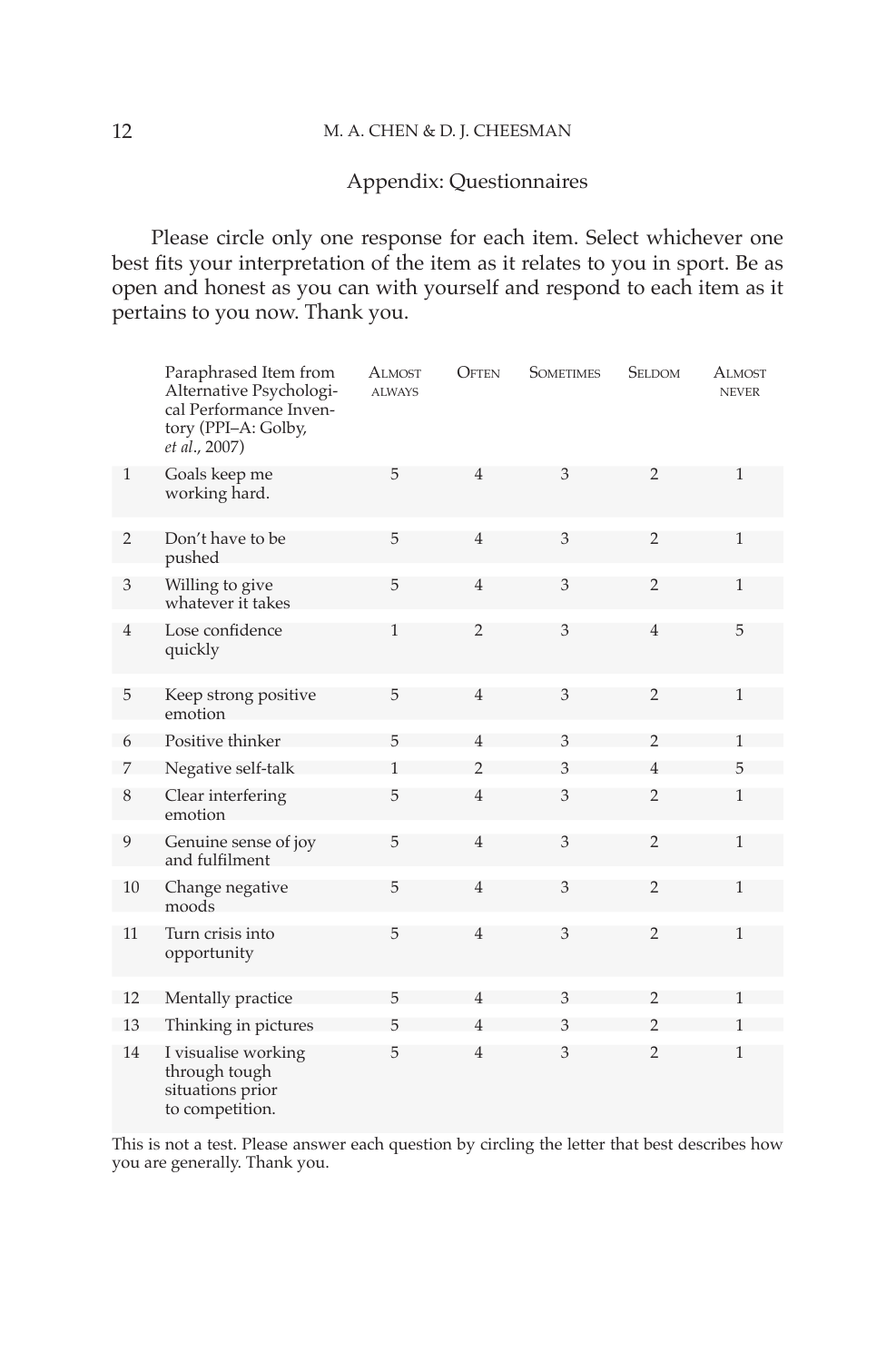## Appendix: Questionnaires

Please circle only one response for each item. Select whichever one best fits your interpretation of the item as it relates to you in sport. Be as open and honest as you can with yourself and respond to each item as it pertains to you now. Thank you.

| | Paraphrased Item from Alternative Psychological Performance Inventory (PPI–A: Golby, *et al.*, 2007) | Almost always | Often | Sometimes | Seldom | Almost never |
|---|---|---|---|---|---|---|
| 1 | Goals keep me working hard. | 5 | 4 | 3 | 2 | 1 |
| 2 | Don't have to be pushed | 5 | 4 | 3 | 2 | 1 |
| 3 | Willing to give whatever it takes | 5 | 4 | 3 | 2 | 1 |
| 4 | Lose confidence quickly | 1 | 2 | 3 | 4 | 5 |
| 5 | Keep strong positive emotion | 5 | 4 | 3 | 2 | 1 |
| 6 | Positive thinker | 5 | 4 | 3 | 2 | 1 |
| 7 | Negative self-talk | 1 | 2 | 3 | 4 | 5 |
| 8 | Clear interfering emotion | 5 | 4 | 3 | 2 | 1 |
| 9 | Genuine sense of joy and fulfilment | 5 | 4 | 3 | 2 | 1 |
| 10 | Change negative moods | 5 | 4 | 3 | 2 | 1 |
| 11 | Turn crisis into opportunity | 5 | 4 | 3 | 2 | 1 |
| 12 | Mentally practice | 5 | 4 | 3 | 2 | 1 |
| 13 | Thinking in pictures | 5 | 4 | 3 | 2 | 1 |
| 14 | I visualise working through tough situations prior to competition. | 5 | 4 | 3 | 2 | 1 |

This is not a test. Please answer each question by circling the letter that best describes how you are generally. Thank you.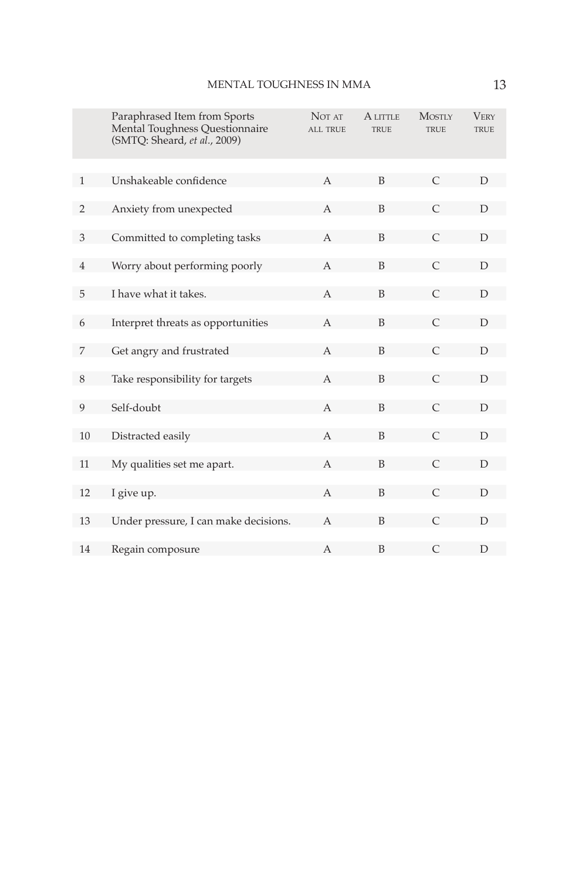| | Paraphrased Item from Sports Mental Toughness Questionnaire (SMTQ: Sheard, *et al.*, 2009) | Not at all true | A little true | Mostly true | Very true |
|---|---|---|---|---|---|
| 1 | Unshakeable confidence | A | B | C | D |
| 2 | Anxiety from unexpected | A | B | C | D |
| 3 | Committed to completing tasks | A | B | C | D |
| 4 | Worry about performing poorly | A | B | C | D |
| 5 | I have what it takes. | A | B | C | D |
| 6 | Interpret threats as opportunities | A | B | C | D |
| 7 | Get angry and frustrated | A | B | C | D |
| 8 | Take responsibility for targets | A | B | C | D |
| 9 | Self-doubt | A | B | C | D |
| 10 | Distracted easily | A | B | C | D |
| 11 | My qualities set me apart. | A | B | C | D |
| 12 | I give up. | A | B | C | D |
| 13 | Under pressure, I can make decisions. | A | B | C | D |
| 14 | Regain composure | A | B | C | D |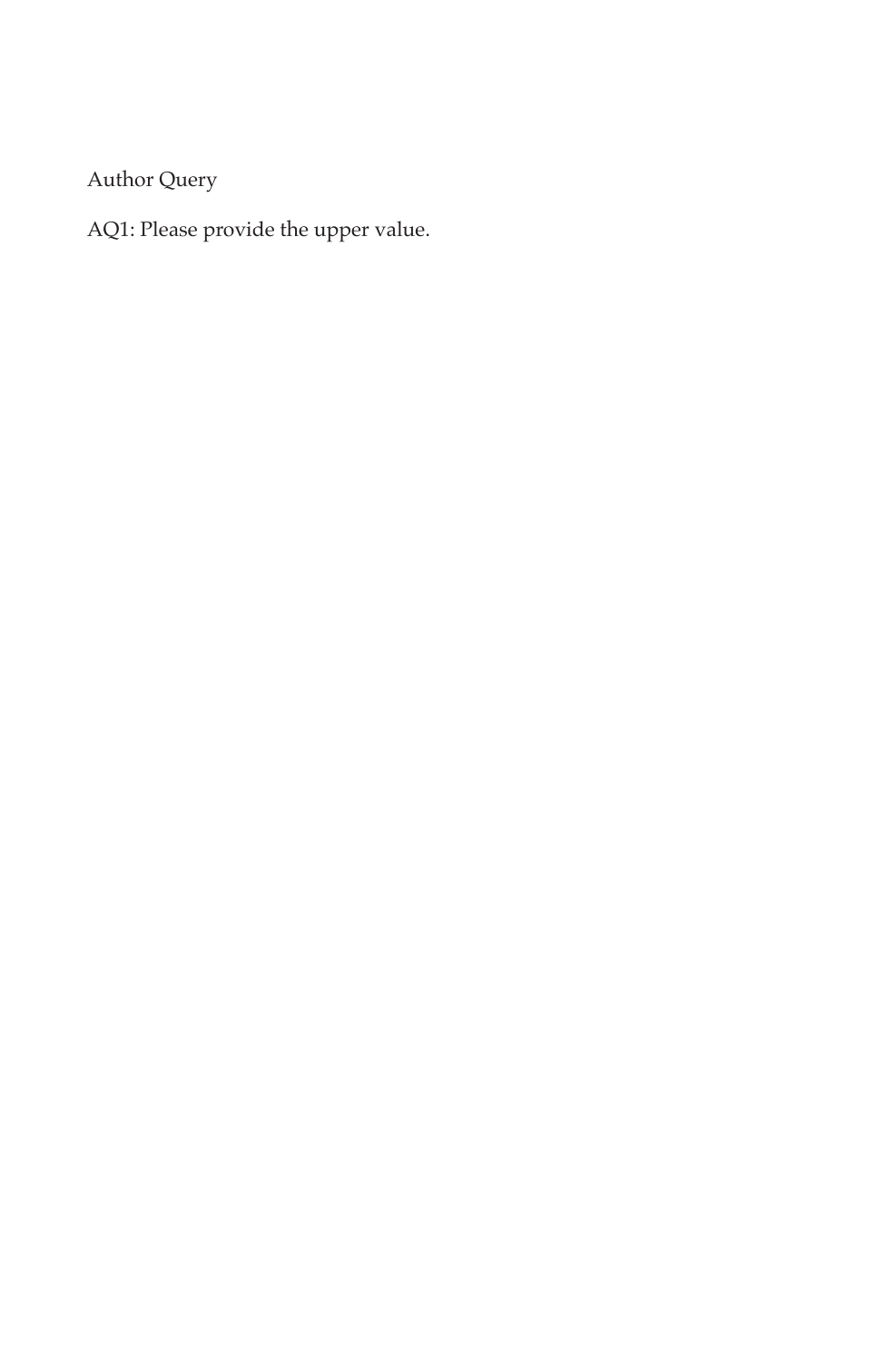Author Query

AQ1: Please provide the upper value.